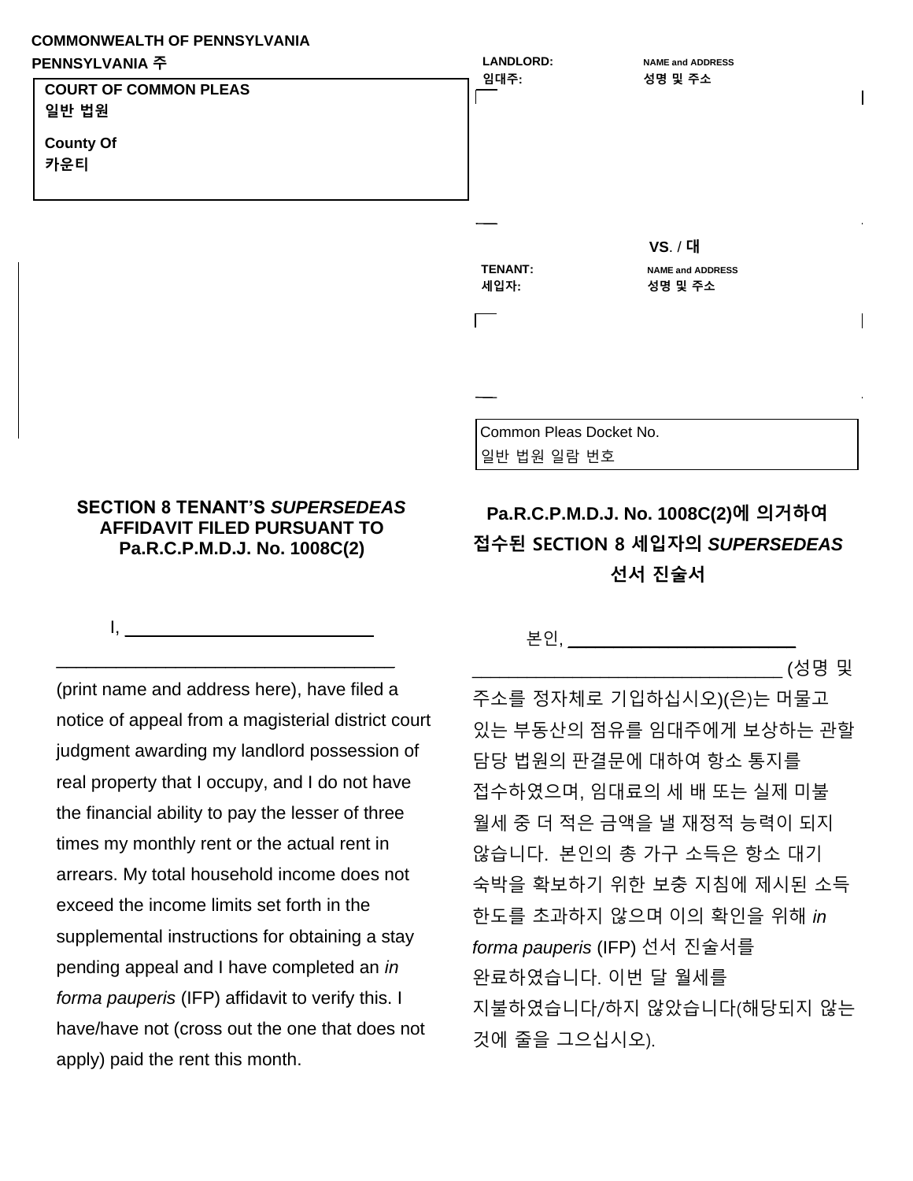**COMMONWEALTH OF PENNSYLVANIA**
**PENNSYLVANIA 주**

**COURT OF COMMON PLEAS**
**일반 법원**

**County Of**
**카운티**

**LANDLORD:** / **임대주:** — **NAME and ADDRESS** / **성명 및 주소**

**VS. / 대**

**TENANT:** / **세입자:** — **NAME and ADDRESS** / **성명 및 주소**

Common Pleas Docket No.
일반 법원 일람 번호

### SECTION 8 TENANT'S *SUPERSEDEAS* AFFIDAVIT FILED PURSUANT TO Pa.R.C.P.M.D.J. No. 1008C(2)

I, ___________________________ ___________________________________ (print name and address here), have filed a notice of appeal from a magisterial district court judgment awarding my landlord possession of real property that I occupy, and I do not have the financial ability to pay the lesser of three times my monthly rent or the actual rent in arrears. My total household income does not exceed the income limits set forth in the supplemental instructions for obtaining a stay pending appeal and I have completed an *in forma pauperis* (IFP) affidavit to verify this. I have/have not (cross out the one that does not apply) paid the rent this month.

### Pa.R.C.P.M.D.J. No. 1008C(2)에 의거하여 접수된 SECTION 8 세입자의 *SUPERSEDEAS* 선서 진술서

본인, _________________________ _________________________________ (성명 및 주소를 정자체로 기입하십시오)(은)는 머물고 있는 부동산의 점유를 임대주에게 보상하는 관할 담당 법원의 판결문에 대하여 항소 통지를 접수하였으며, 임대료의 세 배 또는 실제 미불 월세 중 더 적은 금액을 낼 재정적 능력이 되지 않습니다. 본인의 총 가구 소득은 항소 대기 숙박을 확보하기 위한 보충 지침에 제시된 소득 한도를 초과하지 않으며 이의 확인을 위해 *in forma pauperis* (IFP) 선서 진술서를 완료하였습니다. 이번 달 월세를 지불하였습니다/하지 않았습니다(해당되지 않는 것에 줄을 그으십시오).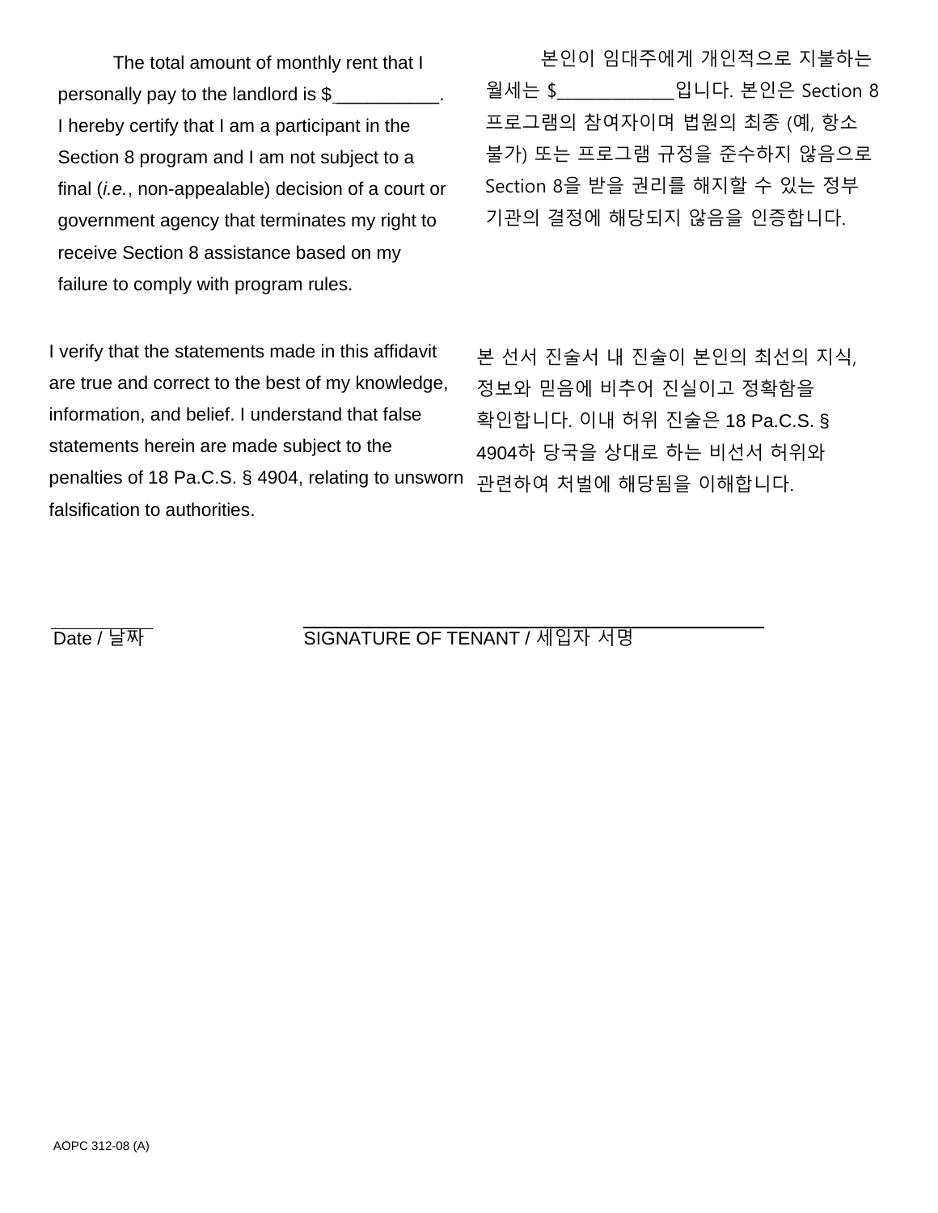The total amount of monthly rent that I personally pay to the landlord is $__________. I hereby certify that I am a participant in the Section 8 program and I am not subject to a final (*i.e.*, non-appealable) decision of a court or government agency that terminates my right to receive Section 8 assistance based on my failure to comply with program rules.

본인이 임대주에게 개인적으로 지불하는 월세는 $___________입니다. 본인은 Section 8 프로그램의 참여자이며 법원의 최종 (예, 항소 불가) 또는 프로그램 규정을 준수하지 않음으로 Section 8을 받을 권리를 해지할 수 있는 정부 기관의 결정에 해당되지 않음을 인증합니다.

I verify that the statements made in this affidavit are true and correct to the best of my knowledge, information, and belief. I understand that false statements herein are made subject to the penalties of 18 Pa.C.S. § 4904, relating to unsworn falsification to authorities.

본 선서 진술서 내 진술이 본인의 최선의 지식, 정보와 믿음에 비추어 진실이고 정확함을 확인합니다. 이내 허위 진술은 18 Pa.C.S. § 4904하 당국을 상대로 하는 비선서 허위와 관련하여 처벌에 해당됨을 이해합니다.

Date / 날짜

SIGNATURE OF TENANT / 세입자 서명

AOPC 312-08 (A)